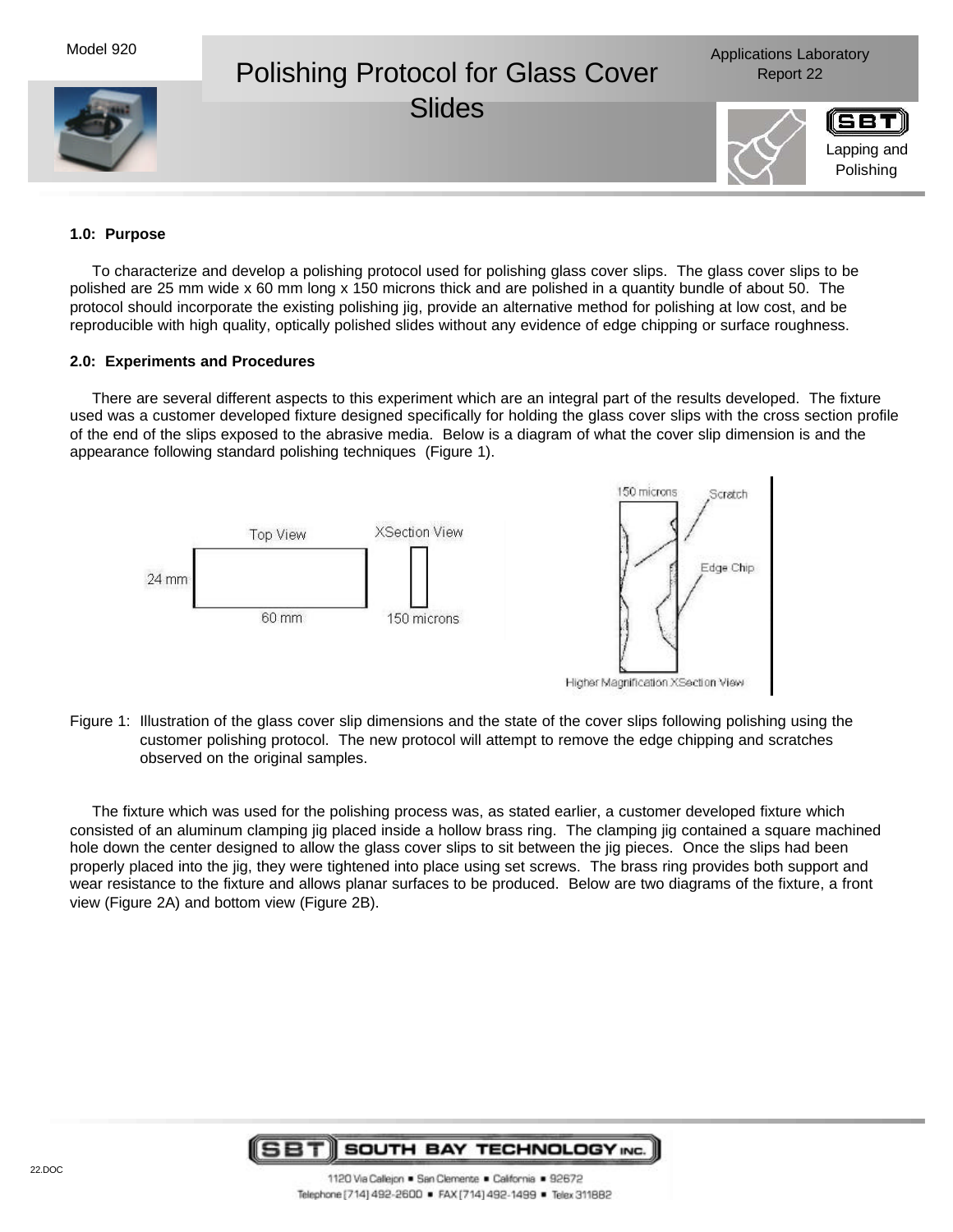Model 920

# Polishing Protocol for Glass Cover Slides

Applications Laboratory
Report 22

Lapping and Polishing

**1.0: Purpose**

To characterize and develop a polishing protocol used for polishing glass cover slips. The glass cover slips to be polished are 25 mm wide x 60 mm long x 150 microns thick and are polished in a quantity bundle of about 50. The protocol should incorporate the existing polishing jig, provide an alternative method for polishing at low cost, and be reproducible with high quality, optically polished slides without any evidence of edge chipping or surface roughness.

**2.0: Experiments and Procedures**

There are several different aspects to this experiment which are an integral part of the results developed. The fixture used was a customer developed fixture designed specifically for holding the glass cover slips with the cross section profile of the end of the slips exposed to the abrasive media. Below is a diagram of what the cover slip dimension is and the appearance following standard polishing techniques (Figure 1).

Figure 1: Illustration of the glass cover slip dimensions and the state of the cover slips following polishing using the customer polishing protocol. The new protocol will attempt to remove the edge chipping and scratches observed on the original samples.

The fixture which was used for the polishing process was, as stated earlier, a customer developed fixture which consisted of an aluminum clamping jig placed inside a hollow brass ring. The clamping jig contained a square machined hole down the center designed to allow the glass cover slips to sit between the jig pieces. Once the slips had been properly placed into the jig, they were tightened into place using set screws. The brass ring provides both support and wear resistance to the fixture and allows planar surfaces to be produced. Below are two diagrams of the fixture, a front view (Figure 2A) and bottom view (Figure 2B).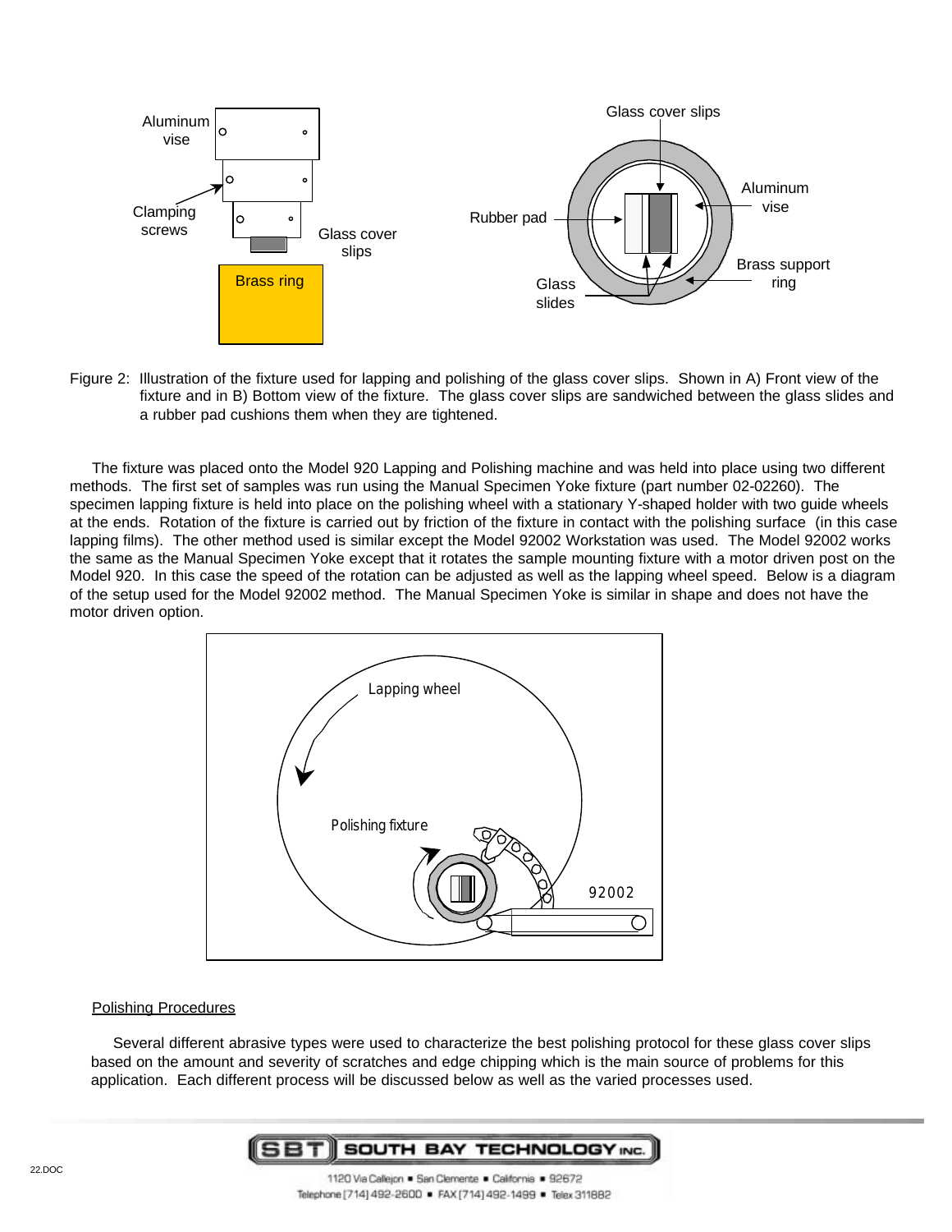Figure 2: Illustration of the fixture used for lapping and polishing of the glass cover slips. Shown in A) Front view of the fixture and in B) Bottom view of the fixture. The glass cover slips are sandwiched between the glass slides and a rubber pad cushions them when they are tightened.

The fixture was placed onto the Model 920 Lapping and Polishing machine and was held into place using two different methods. The first set of samples was run using the Manual Specimen Yoke fixture (part number 02-02260). The specimen lapping fixture is held into place on the polishing wheel with a stationary Y-shaped holder with two guide wheels at the ends. Rotation of the fixture is carried out by friction of the fixture in contact with the polishing surface (in this case lapping films). The other method used is similar except the Model 92002 Workstation was used. The Model 92002 works the same as the Manual Specimen Yoke except that it rotates the sample mounting fixture with a motor driven post on the Model 920. In this case the speed of the rotation can be adjusted as well as the lapping wheel speed. Below is a diagram of the setup used for the Model 92002 method. The Manual Specimen Yoke is similar in shape and does not have the motor driven option.

## Polishing Procedures

Several different abrasive types were used to characterize the best polishing protocol for these glass cover slips based on the amount and severity of scratches and edge chipping which is the main source of problems for this application. Each different process will be discussed below as well as the varied processes used.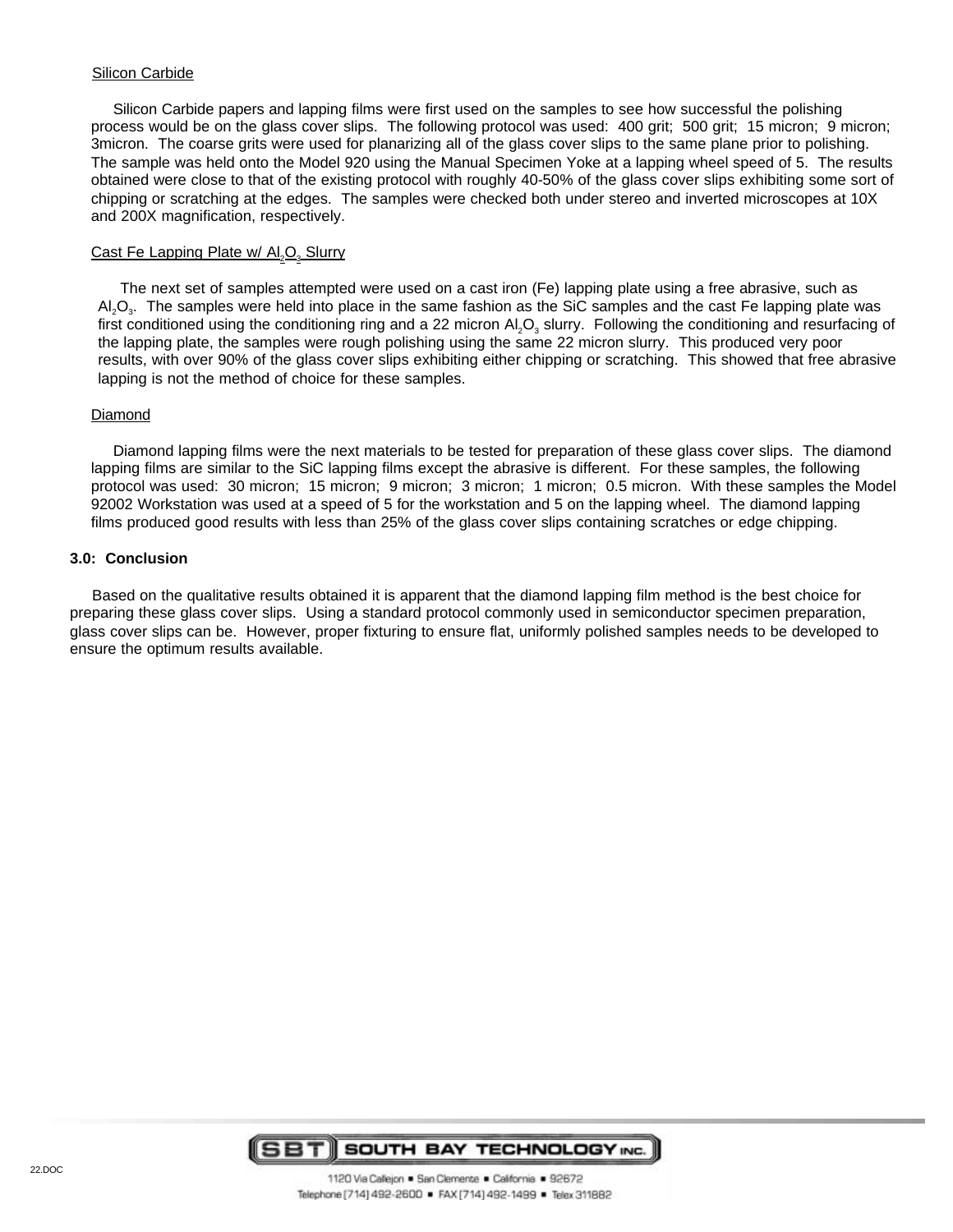Silicon Carbide

Silicon Carbide papers and lapping films were first used on the samples to see how successful the polishing process would be on the glass cover slips. The following protocol was used: 400 grit; 500 grit; 15 micron; 9 micron; 3micron. The coarse grits were used for planarizing all of the glass cover slips to the same plane prior to polishing. The sample was held onto the Model 920 using the Manual Specimen Yoke at a lapping wheel speed of 5. The results obtained were close to that of the existing protocol with roughly 40-50% of the glass cover slips exhibiting some sort of chipping or scratching at the edges. The samples were checked both under stereo and inverted microscopes at 10X and 200X magnification, respectively.

Cast Fe Lapping Plate w/ $Al_2O_3$ Slurry

The next set of samples attempted were used on a cast iron (Fe) lapping plate using a free abrasive, such as $Al_2O_3$. The samples were held into place in the same fashion as the SiC samples and the cast Fe lapping plate was first conditioned using the conditioning ring and a 22 micron $Al_2O_3$ slurry. Following the conditioning and resurfacing of the lapping plate, the samples were rough polishing using the same 22 micron slurry. This produced very poor results, with over 90% of the glass cover slips exhibiting either chipping or scratching. This showed that free abrasive lapping is not the method of choice for these samples.

Diamond

Diamond lapping films were the next materials to be tested for preparation of these glass cover slips. The diamond lapping films are similar to the SiC lapping films except the abrasive is different. For these samples, the following protocol was used: 30 micron; 15 micron; 9 micron; 3 micron; 1 micron; 0.5 micron. With these samples the Model 92002 Workstation was used at a speed of 5 for the workstation and 5 on the lapping wheel. The diamond lapping films produced good results with less than 25% of the glass cover slips containing scratches or edge chipping.

## 3.0: Conclusion

Based on the qualitative results obtained it is apparent that the diamond lapping film method is the best choice for preparing these glass cover slips. Using a standard protocol commonly used in semiconductor specimen preparation, glass cover slips can be. However, proper fixturing to ensure flat, uniformly polished samples needs to be developed to ensure the optimum results available.